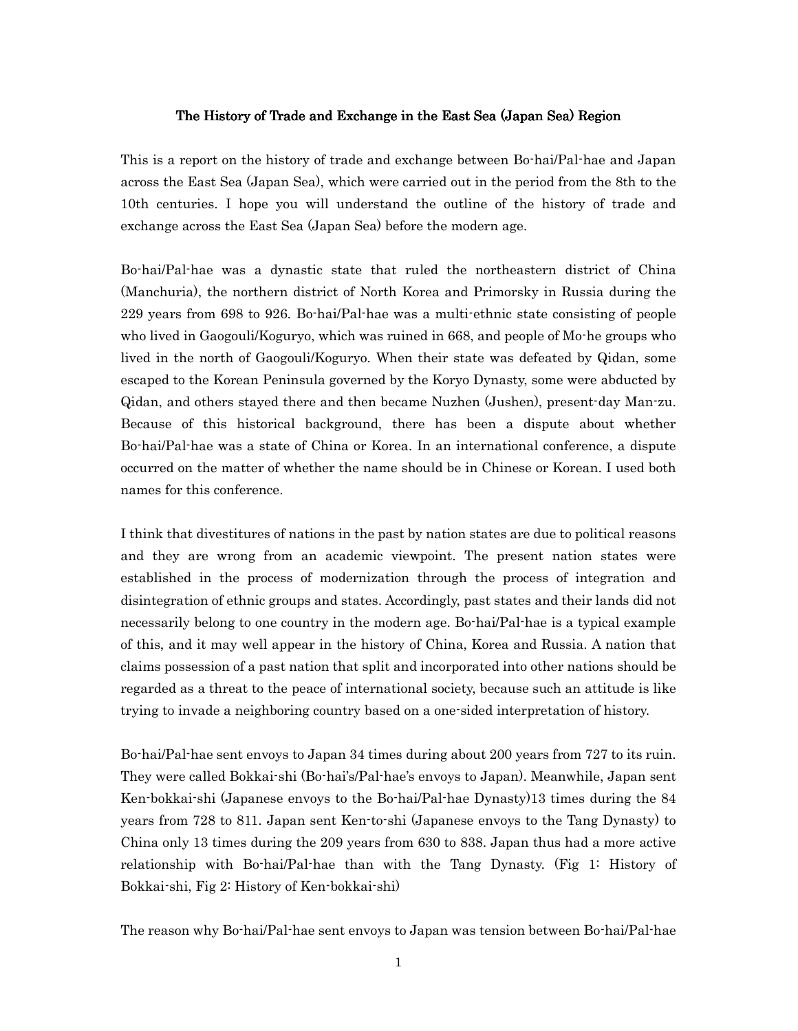# The History of Trade and Exchange in the East Sea (Japan Sea) Region

This is a report on the history of trade and exchange between Bo-hai/Pal-hae and Japan across the East Sea (Japan Sea), which were carried out in the period from the 8th to the 10th centuries. I hope you will understand the outline of the history of trade and exchange across the East Sea (Japan Sea) before the modern age.

Bo-hai/Pal-hae was a dynastic state that ruled the northeastern district of China (Manchuria), the northern district of North Korea and Primorsky in Russia during the 229 years from 698 to 926. Bo-hai/Pal-hae was a multi-ethnic state consisting of people who lived in Gaogouli/Koguryo, which was ruined in 668, and people of Mo-he groups who lived in the north of Gaogouli/Koguryo. When their state was defeated by Qidan, some escaped to the Korean Peninsula governed by the Koryo Dynasty, some were abducted by Qidan, and others stayed there and then became Nuzhen (Jushen), present-day Man-zu. Because of this historical background, there has been a dispute about whether Bo-hai/Pal-hae was a state of China or Korea. In an international conference, a dispute occurred on the matter of whether the name should be in Chinese or Korean. I used both names for this conference.

I think that divestitures of nations in the past by nation states are due to political reasons and they are wrong from an academic viewpoint. The present nation states were established in the process of modernization through the process of integration and disintegration of ethnic groups and states. Accordingly, past states and their lands did not necessarily belong to one country in the modern age. Bo-hai/Pal-hae is a typical example of this, and it may well appear in the history of China, Korea and Russia. A nation that claims possession of a past nation that split and incorporated into other nations should be regarded as a threat to the peace of international society, because such an attitude is like trying to invade a neighboring country based on a one-sided interpretation of history.

Bo-hai/Pal-hae sent envoys to Japan 34 times during about 200 years from 727 to its ruin. They were called Bokkai-shi (Bo-hai's/Pal-hae's envoys to Japan). Meanwhile, Japan sent Ken-bokkai-shi (Japanese envoys to the Bo-hai/Pal-hae Dynasty)13 times during the 84 years from 728 to 811. Japan sent Ken-to-shi (Japanese envoys to the Tang Dynasty) to China only 13 times during the 209 years from 630 to 838. Japan thus had a more active relationship with Bo-hai/Pal-hae than with the Tang Dynasty. (Fig 1: History of Bokkai-shi, Fig 2: History of Ken-bokkai-shi)

The reason why Bo-hai/Pal-hae sent envoys to Japan was tension between Bo-hai/Pal-hae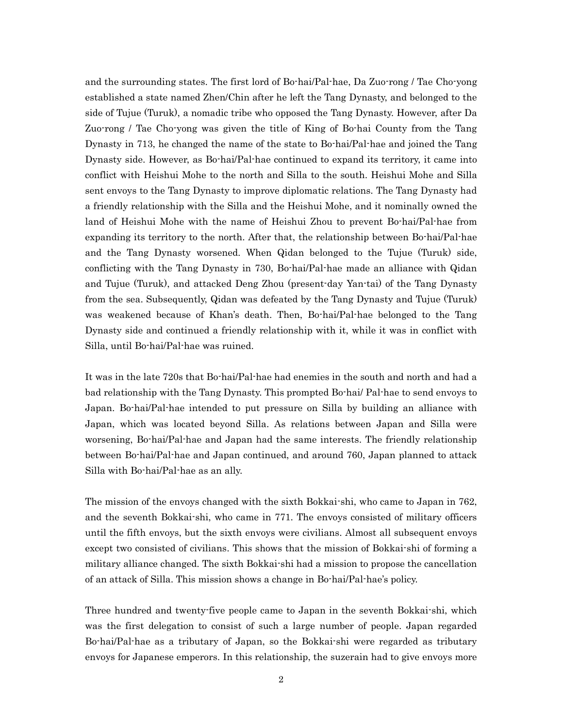and the surrounding states. The first lord of Bo-hai/Pal-hae, Da Zuo-rong / Tae Cho-yong established a state named Zhen/Chin after he left the Tang Dynasty, and belonged to the side of Tujue (Turuk), a nomadic tribe who opposed the Tang Dynasty. However, after Da Zuo-rong / Tae Cho-yong was given the title of King of Bo-hai County from the Tang Dynasty in 713, he changed the name of the state to Bo-hai/Pal-hae and joined the Tang Dynasty side. However, as Bo-hai/Pal-hae continued to expand its territory, it came into conflict with Heishui Mohe to the north and Silla to the south. Heishui Mohe and Silla sent envoys to the Tang Dynasty to improve diplomatic relations. The Tang Dynasty had a friendly relationship with the Silla and the Heishui Mohe, and it nominally owned the land of Heishui Mohe with the name of Heishui Zhou to prevent Bo-hai/Pal-hae from expanding its territory to the north. After that, the relationship between Bo-hai/Pal-hae and the Tang Dynasty worsened. When Qidan belonged to the Tujue (Turuk) side, conflicting with the Tang Dynasty in 730, Bo-hai/Pal-hae made an alliance with Qidan and Tujue (Turuk), and attacked Deng Zhou (present-day Yan-tai) of the Tang Dynasty from the sea. Subsequently, Qidan was defeated by the Tang Dynasty and Tujue (Turuk) was weakened because of Khan's death. Then, Bo-hai/Pal-hae belonged to the Tang Dynasty side and continued a friendly relationship with it, while it was in conflict with Silla, until Bo-hai/Pal-hae was ruined.

It was in the late 720s that Bo-hai/Pal-hae had enemies in the south and north and had a bad relationship with the Tang Dynasty. This prompted Bo-hai/ Pal-hae to send envoys to Japan. Bo-hai/Pal-hae intended to put pressure on Silla by building an alliance with Japan, which was located beyond Silla. As relations between Japan and Silla were worsening, Bo-hai/Pal-hae and Japan had the same interests. The friendly relationship between Bo-hai/Pal-hae and Japan continued, and around 760, Japan planned to attack Silla with Bo-hai/Pal-hae as an ally.

The mission of the envoys changed with the sixth Bokkai-shi, who came to Japan in 762, and the seventh Bokkai-shi, who came in 771. The envoys consisted of military officers until the fifth envoys, but the sixth envoys were civilians. Almost all subsequent envoys except two consisted of civilians. This shows that the mission of Bokkai-shi of forming a military alliance changed. The sixth Bokkai-shi had a mission to propose the cancellation of an attack of Silla. This mission shows a change in Bo-hai/Pal-hae's policy.

Three hundred and twenty-five people came to Japan in the seventh Bokkai-shi, which was the first delegation to consist of such a large number of people. Japan regarded Bo-hai/Pal-hae as a tributary of Japan, so the Bokkai-shi were regarded as tributary envoys for Japanese emperors. In this relationship, the suzerain had to give envoys more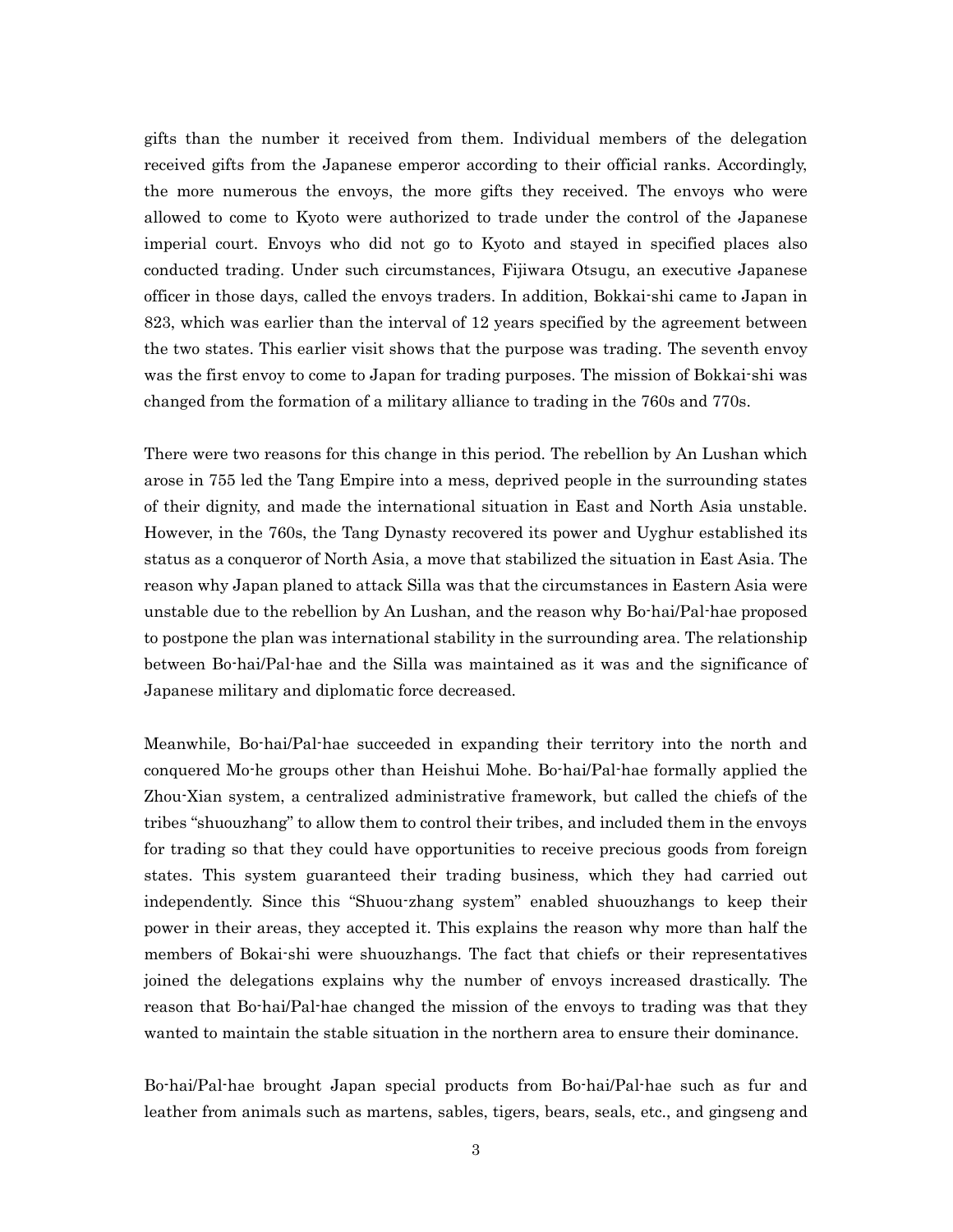gifts than the number it received from them. Individual members of the delegation received gifts from the Japanese emperor according to their official ranks. Accordingly, the more numerous the envoys, the more gifts they received. The envoys who were allowed to come to Kyoto were authorized to trade under the control of the Japanese imperial court. Envoys who did not go to Kyoto and stayed in specified places also conducted trading. Under such circumstances, Fijiwara Otsugu, an executive Japanese officer in those days, called the envoys traders. In addition, Bokkai-shi came to Japan in 823, which was earlier than the interval of 12 years specified by the agreement between the two states. This earlier visit shows that the purpose was trading. The seventh envoy was the first envoy to come to Japan for trading purposes. The mission of Bokkai-shi was changed from the formation of a military alliance to trading in the 760s and 770s.

There were two reasons for this change in this period. The rebellion by An Lushan which arose in 755 led the Tang Empire into a mess, deprived people in the surrounding states of their dignity, and made the international situation in East and North Asia unstable. However, in the 760s, the Tang Dynasty recovered its power and Uyghur established its status as a conqueror of North Asia, a move that stabilized the situation in East Asia. The reason why Japan planed to attack Silla was that the circumstances in Eastern Asia were unstable due to the rebellion by An Lushan, and the reason why Bo-hai/Pal-hae proposed to postpone the plan was international stability in the surrounding area. The relationship between Bo-hai/Pal-hae and the Silla was maintained as it was and the significance of Japanese military and diplomatic force decreased.

Meanwhile, Bo-hai/Pal-hae succeeded in expanding their territory into the north and conquered Mo-he groups other than Heishui Mohe. Bo-hai/Pal-hae formally applied the Zhou-Xian system, a centralized administrative framework, but called the chiefs of the tribes "shuouzhang" to allow them to control their tribes, and included them in the envoys for trading so that they could have opportunities to receive precious goods from foreign states. This system guaranteed their trading business, which they had carried out independently. Since this "Shuou-zhang system" enabled shuouzhangs to keep their power in their areas, they accepted it. This explains the reason why more than half the members of Bokai-shi were shuouzhangs. The fact that chiefs or their representatives joined the delegations explains why the number of envoys increased drastically. The reason that Bo-hai/Pal-hae changed the mission of the envoys to trading was that they wanted to maintain the stable situation in the northern area to ensure their dominance.

Bo-hai/Pal-hae brought Japan special products from Bo-hai/Pal-hae such as fur and leather from animals such as martens, sables, tigers, bears, seals, etc., and gingseng and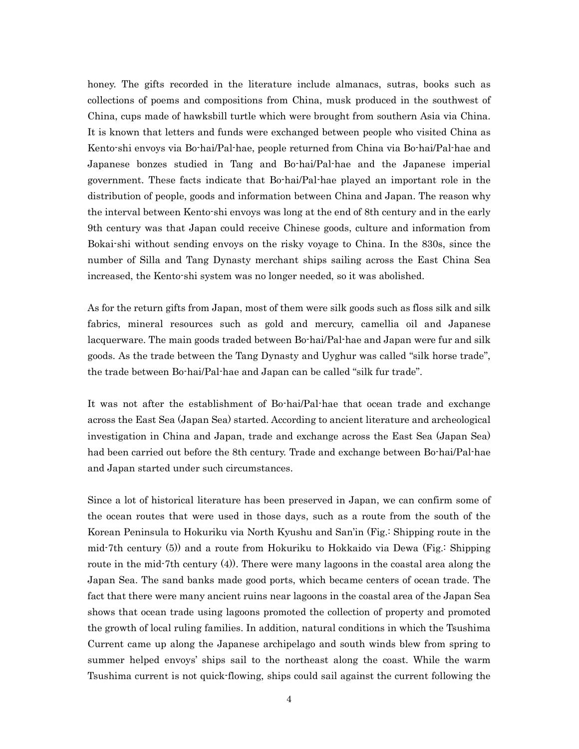honey. The gifts recorded in the literature include almanacs, sutras, books such as collections of poems and compositions from China, musk produced in the southwest of China, cups made of hawksbill turtle which were brought from southern Asia via China. It is known that letters and funds were exchanged between people who visited China as Kento-shi envoys via Bo-hai/Pal-hae, people returned from China via Bo-hai/Pal-hae and Japanese bonzes studied in Tang and Bo-hai/Pal-hae and the Japanese imperial government. These facts indicate that Bo-hai/Pal-hae played an important role in the distribution of people, goods and information between China and Japan. The reason why the interval between Kento-shi envoys was long at the end of 8th century and in the early 9th century was that Japan could receive Chinese goods, culture and information from Bokai-shi without sending envoys on the risky voyage to China. In the 830s, since the number of Silla and Tang Dynasty merchant ships sailing across the East China Sea increased, the Kento-shi system was no longer needed, so it was abolished.

As for the return gifts from Japan, most of them were silk goods such as floss silk and silk fabrics, mineral resources such as gold and mercury, camellia oil and Japanese lacquerware. The main goods traded between Bo-hai/Pal-hae and Japan were fur and silk goods. As the trade between the Tang Dynasty and Uyghur was called "silk horse trade", the trade between Bo-hai/Pal-hae and Japan can be called "silk fur trade".

It was not after the establishment of Bo-hai/Pal-hae that ocean trade and exchange across the East Sea (Japan Sea) started. According to ancient literature and archeological investigation in China and Japan, trade and exchange across the East Sea (Japan Sea) had been carried out before the 8th century. Trade and exchange between Bo-hai/Pal-hae and Japan started under such circumstances.

Since a lot of historical literature has been preserved in Japan, we can confirm some of the ocean routes that were used in those days, such as a route from the south of the Korean Peninsula to Hokuriku via North Kyushu and San'in (Fig.: Shipping route in the mid-7th century (5)) and a route from Hokuriku to Hokkaido via Dewa (Fig.: Shipping route in the mid-7th century (4)). There were many lagoons in the coastal area along the Japan Sea. The sand banks made good ports, which became centers of ocean trade. The fact that there were many ancient ruins near lagoons in the coastal area of the Japan Sea shows that ocean trade using lagoons promoted the collection of property and promoted the growth of local ruling families. In addition, natural conditions in which the Tsushima Current came up along the Japanese archipelago and south winds blew from spring to summer helped envoys' ships sail to the northeast along the coast. While the warm Tsushima current is not quick-flowing, ships could sail against the current following the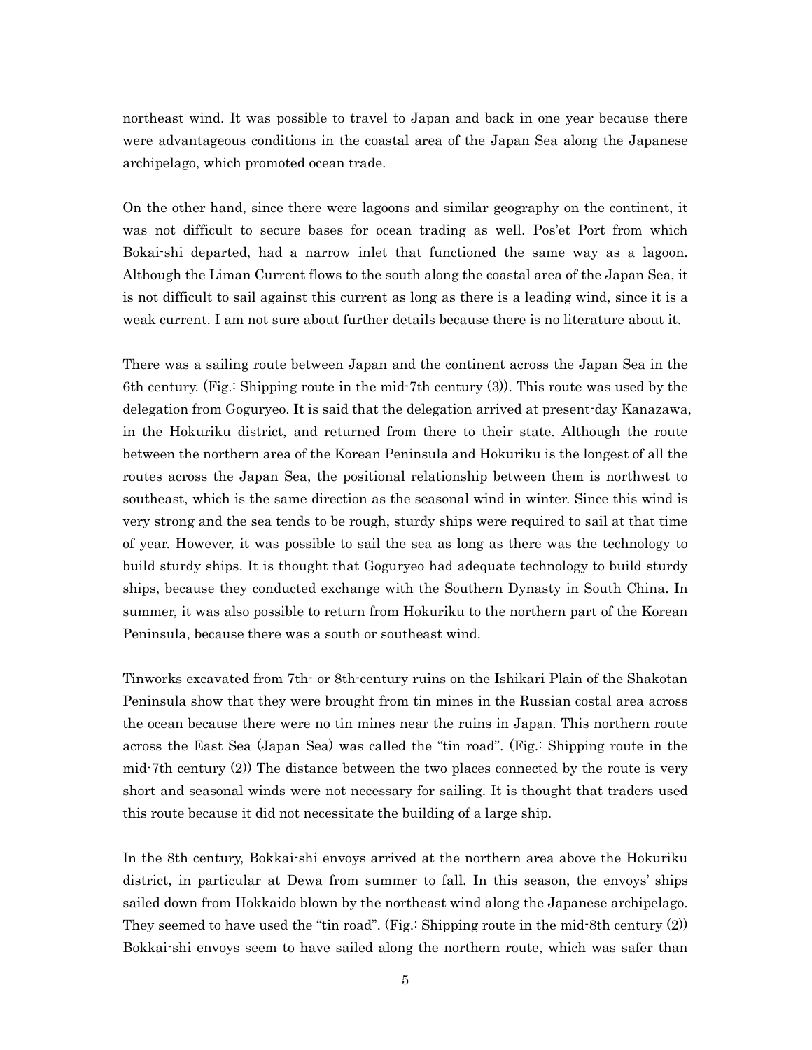northeast wind. It was possible to travel to Japan and back in one year because there were advantageous conditions in the coastal area of the Japan Sea along the Japanese archipelago, which promoted ocean trade.

On the other hand, since there were lagoons and similar geography on the continent, it was not difficult to secure bases for ocean trading as well. Pos'et Port from which Bokai-shi departed, had a narrow inlet that functioned the same way as a lagoon. Although the Liman Current flows to the south along the coastal area of the Japan Sea, it is not difficult to sail against this current as long as there is a leading wind, since it is a weak current. I am not sure about further details because there is no literature about it.

There was a sailing route between Japan and the continent across the Japan Sea in the 6th century. (Fig.: Shipping route in the mid-7th century (3)). This route was used by the delegation from Goguryeo. It is said that the delegation arrived at present-day Kanazawa, in the Hokuriku district, and returned from there to their state. Although the route between the northern area of the Korean Peninsula and Hokuriku is the longest of all the routes across the Japan Sea, the positional relationship between them is northwest to southeast, which is the same direction as the seasonal wind in winter. Since this wind is very strong and the sea tends to be rough, sturdy ships were required to sail at that time of year. However, it was possible to sail the sea as long as there was the technology to build sturdy ships. It is thought that Goguryeo had adequate technology to build sturdy ships, because they conducted exchange with the Southern Dynasty in South China. In summer, it was also possible to return from Hokuriku to the northern part of the Korean Peninsula, because there was a south or southeast wind.

Tinworks excavated from 7th- or 8th-century ruins on the Ishikari Plain of the Shakotan Peninsula show that they were brought from tin mines in the Russian costal area across the ocean because there were no tin mines near the ruins in Japan. This northern route across the East Sea (Japan Sea) was called the "tin road". (Fig.: Shipping route in the mid-7th century (2)) The distance between the two places connected by the route is very short and seasonal winds were not necessary for sailing. It is thought that traders used this route because it did not necessitate the building of a large ship.

In the 8th century, Bokkai-shi envoys arrived at the northern area above the Hokuriku district, in particular at Dewa from summer to fall. In this season, the envoys' ships sailed down from Hokkaido blown by the northeast wind along the Japanese archipelago. They seemed to have used the "tin road". (Fig.: Shipping route in the mid-8th century (2)) Bokkai-shi envoys seem to have sailed along the northern route, which was safer than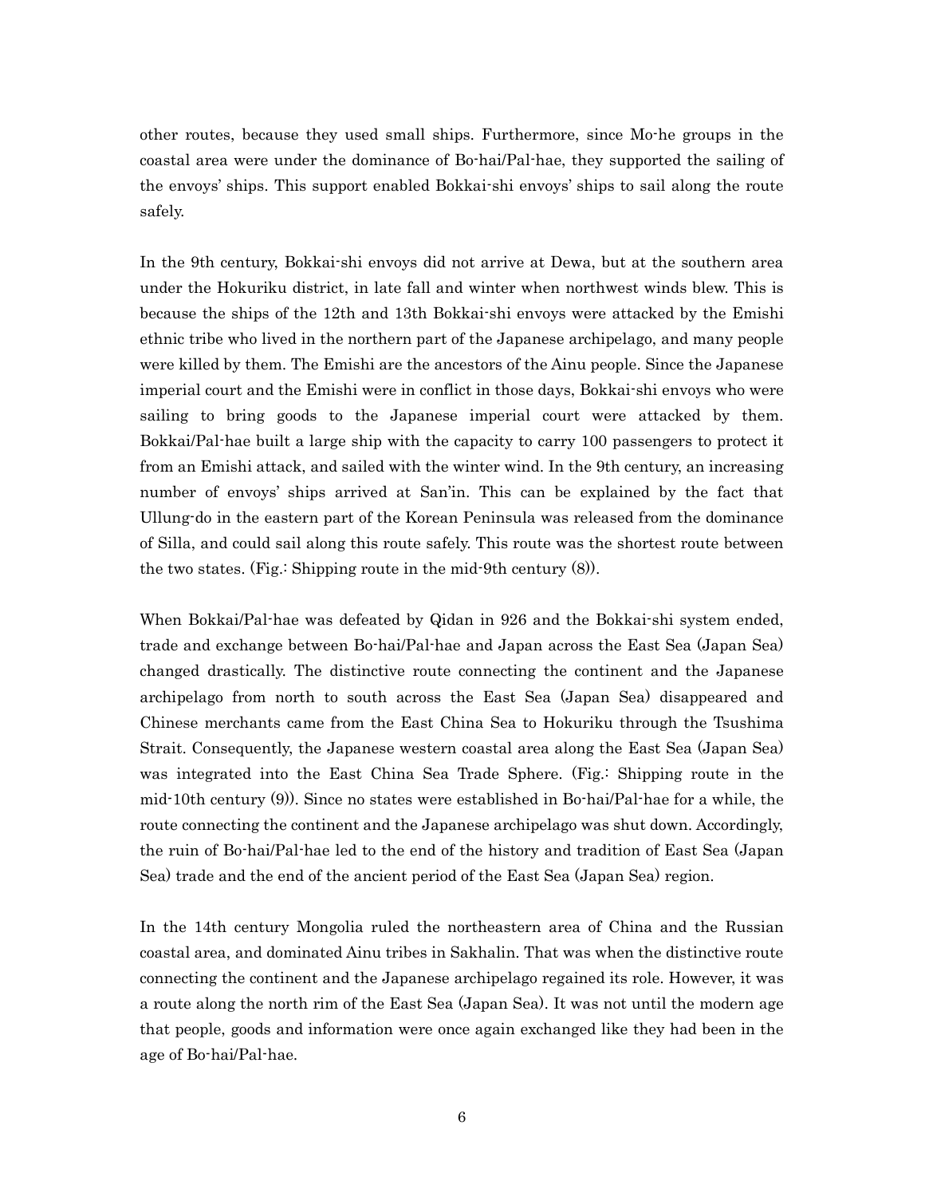other routes, because they used small ships. Furthermore, since Mo-he groups in the coastal area were under the dominance of Bo-hai/Pal-hae, they supported the sailing of the envoys' ships. This support enabled Bokkai-shi envoys' ships to sail along the route safely.

In the 9th century, Bokkai-shi envoys did not arrive at Dewa, but at the southern area under the Hokuriku district, in late fall and winter when northwest winds blew. This is because the ships of the 12th and 13th Bokkai-shi envoys were attacked by the Emishi ethnic tribe who lived in the northern part of the Japanese archipelago, and many people were killed by them. The Emishi are the ancestors of the Ainu people. Since the Japanese imperial court and the Emishi were in conflict in those days, Bokkai-shi envoys who were sailing to bring goods to the Japanese imperial court were attacked by them. Bokkai/Pal-hae built a large ship with the capacity to carry 100 passengers to protect it from an Emishi attack, and sailed with the winter wind. In the 9th century, an increasing number of envoys' ships arrived at San'in. This can be explained by the fact that Ullung-do in the eastern part of the Korean Peninsula was released from the dominance of Silla, and could sail along this route safely. This route was the shortest route between the two states. (Fig.: Shipping route in the mid-9th century (8)).

When Bokkai/Pal-hae was defeated by Qidan in 926 and the Bokkai-shi system ended, trade and exchange between Bo-hai/Pal-hae and Japan across the East Sea (Japan Sea) changed drastically. The distinctive route connecting the continent and the Japanese archipelago from north to south across the East Sea (Japan Sea) disappeared and Chinese merchants came from the East China Sea to Hokuriku through the Tsushima Strait. Consequently, the Japanese western coastal area along the East Sea (Japan Sea) was integrated into the East China Sea Trade Sphere. (Fig.: Shipping route in the mid-10th century (9)). Since no states were established in Bo-hai/Pal-hae for a while, the route connecting the continent and the Japanese archipelago was shut down. Accordingly, the ruin of Bo-hai/Pal-hae led to the end of the history and tradition of East Sea (Japan Sea) trade and the end of the ancient period of the East Sea (Japan Sea) region.

In the 14th century Mongolia ruled the northeastern area of China and the Russian coastal area, and dominated Ainu tribes in Sakhalin. That was when the distinctive route connecting the continent and the Japanese archipelago regained its role. However, it was a route along the north rim of the East Sea (Japan Sea). It was not until the modern age that people, goods and information were once again exchanged like they had been in the age of Bo-hai/Pal-hae.